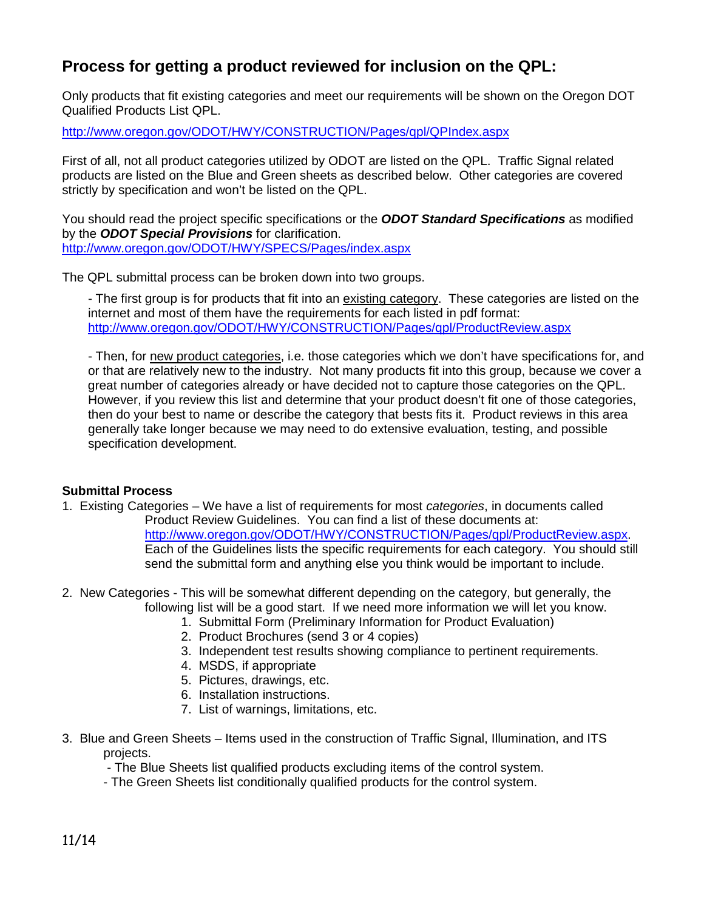## Process for getting a product reviewed for inclusion on the QPL:

Only products that fit existing categories and meet our requirements will be shown on the Oregon DOT Qualified Products List QPL.

http://www.oregon.gov/ODOT/HWY/CONSTRUCTION/Pages/qpl/QPIndex.aspx

First of all, not all product categories utilized by ODOT are listed on the QPL. Traffic Signal related products are listed on the Blue and Green sheets as described below. Other categories are covered strictly by specification and won't be listed on the QPL.

You should read the project specific specifications or the ***ODOT Standard Specifications*** as modified by the ***ODOT Special Provisions*** for clarification.
http://www.oregon.gov/ODOT/HWY/SPECS/Pages/index.aspx

The QPL submittal process can be broken down into two groups.

- The first group is for products that fit into an existing category. These categories are listed on the internet and most of them have the requirements for each listed in pdf format: http://www.oregon.gov/ODOT/HWY/CONSTRUCTION/Pages/qpl/ProductReview.aspx

- Then, for new product categories, i.e. those categories which we don't have specifications for, and or that are relatively new to the industry. Not many products fit into this group, because we cover a great number of categories already or have decided not to capture those categories on the QPL. However, if you review this list and determine that your product doesn't fit one of those categories, then do your best to name or describe the category that bests fits it. Product reviews in this area generally take longer because we may need to do extensive evaluation, testing, and possible specification development.

**Submittal Process**

1. Existing Categories – We have a list of requirements for most *categories*, in documents called Product Review Guidelines. You can find a list of these documents at: http://www.oregon.gov/ODOT/HWY/CONSTRUCTION/Pages/qpl/ProductReview.aspx. Each of the Guidelines lists the specific requirements for each category. You should still send the submittal form and anything else you think would be important to include.

2. New Categories - This will be somewhat different depending on the category, but generally, the following list will be a good start. If we need more information we will let you know.
   1. Submittal Form (Preliminary Information for Product Evaluation)
   2. Product Brochures (send 3 or 4 copies)
   3. Independent test results showing compliance to pertinent requirements.
   4. MSDS, if appropriate
   5. Pictures, drawings, etc.
   6. Installation instructions.
   7. List of warnings, limitations, etc.

3. Blue and Green Sheets – Items used in the construction of Traffic Signal, Illumination, and ITS projects.
   - The Blue Sheets list qualified products excluding items of the control system.
   - The Green Sheets list conditionally qualified products for the control system.

11/14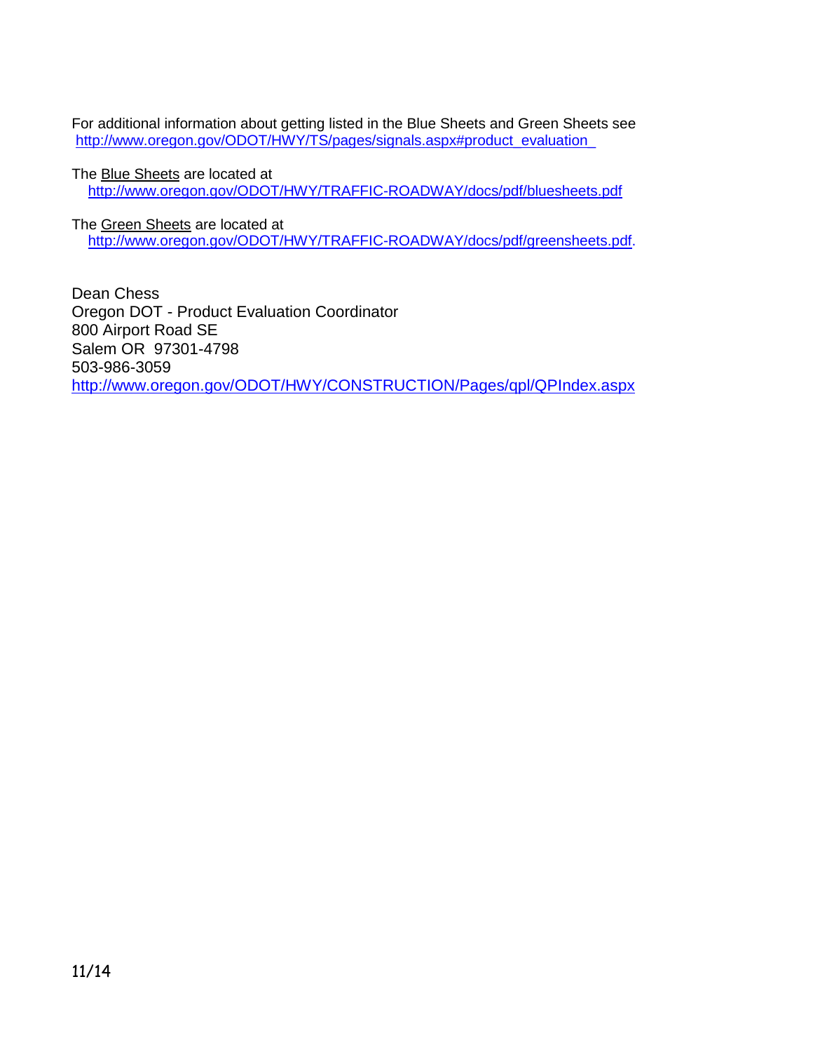For additional information about getting listed in the Blue Sheets and Green Sheets see http://www.oregon.gov/ODOT/HWY/TS/pages/signals.aspx#product_evaluation_

The Blue Sheets are located at http://www.oregon.gov/ODOT/HWY/TRAFFIC-ROADWAY/docs/pdf/bluesheets.pdf

The Green Sheets are located at http://www.oregon.gov/ODOT/HWY/TRAFFIC-ROADWAY/docs/pdf/greensheets.pdf.

Dean Chess  
Oregon DOT - Product Evaluation Coordinator  
800 Airport Road SE  
Salem OR 97301-4798  
503-986-3059  
http://www.oregon.gov/ODOT/HWY/CONSTRUCTION/Pages/qpl/QPIndex.aspx

11/14